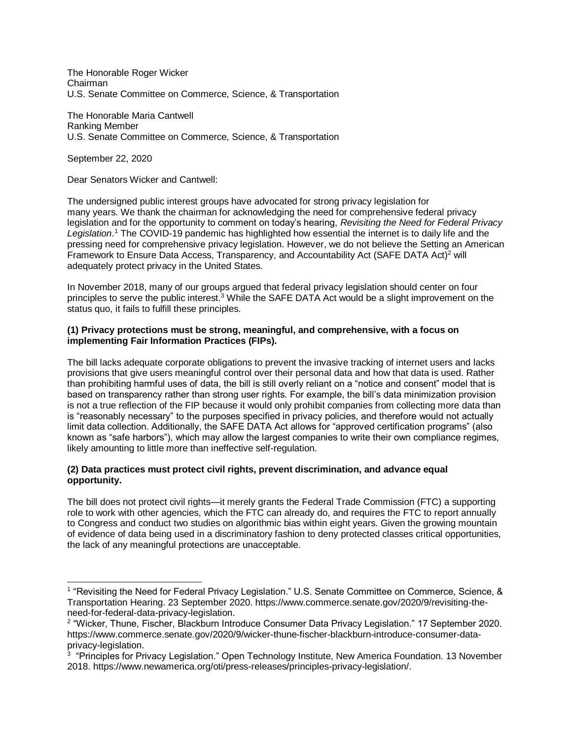The Honorable Roger Wicker
Chairman
U.S. Senate Committee on Commerce, Science, & Transportation

The Honorable Maria Cantwell
Ranking Member
U.S. Senate Committee on Commerce, Science, & Transportation

September 22, 2020

Dear Senators Wicker and Cantwell:

The undersigned public interest groups have advocated for strong privacy legislation for many years. We thank the chairman for acknowledging the need for comprehensive federal privacy legislation and for the opportunity to comment on today's hearing, *Revisiting the Need for Federal Privacy Legislation*.[1] The COVID-19 pandemic has highlighted how essential the internet is to daily life and the pressing need for comprehensive privacy legislation. However, we do not believe the Setting an American Framework to Ensure Data Access, Transparency, and Accountability Act (SAFE DATA Act)[2] will adequately protect privacy in the United States.

In November 2018, many of our groups argued that federal privacy legislation should center on four principles to serve the public interest.[3] While the SAFE DATA Act would be a slight improvement on the status quo, it fails to fulfill these principles.

**(1) Privacy protections must be strong, meaningful, and comprehensive, with a focus on implementing Fair Information Practices (FIPs).**

The bill lacks adequate corporate obligations to prevent the invasive tracking of internet users and lacks provisions that give users meaningful control over their personal data and how that data is used. Rather than prohibiting harmful uses of data, the bill is still overly reliant on a "notice and consent" model that is based on transparency rather than strong user rights. For example, the bill's data minimization provision is not a true reflection of the FIP because it would only prohibit companies from collecting more data than is "reasonably necessary" to the purposes specified in privacy policies, and therefore would not actually limit data collection. Additionally, the SAFE DATA Act allows for "approved certification programs" (also known as "safe harbors"), which may allow the largest companies to write their own compliance regimes, likely amounting to little more than ineffective self-regulation.

**(2) Data practices must protect civil rights, prevent discrimination, and advance equal opportunity.**

The bill does not protect civil rights—it merely grants the Federal Trade Commission (FTC) a supporting role to work with other agencies, which the FTC can already do, and requires the FTC to report annually to Congress and conduct two studies on algorithmic bias within eight years. Given the growing mountain of evidence of data being used in a discriminatory fashion to deny protected classes critical opportunities, the lack of any meaningful protections are unacceptable.

---

[1] "Revisiting the Need for Federal Privacy Legislation." U.S. Senate Committee on Commerce, Science, & Transportation Hearing. 23 September 2020. https://www.commerce.senate.gov/2020/9/revisiting-the-need-for-federal-data-privacy-legislation.

[2] "Wicker, Thune, Fischer, Blackburn Introduce Consumer Data Privacy Legislation." 17 September 2020. https://www.commerce.senate.gov/2020/9/wicker-thune-fischer-blackburn-introduce-consumer-data-privacy-legislation.

[3] "Principles for Privacy Legislation." Open Technology Institute, New America Foundation. 13 November 2018. https://www.newamerica.org/oti/press-releases/principles-privacy-legislation/.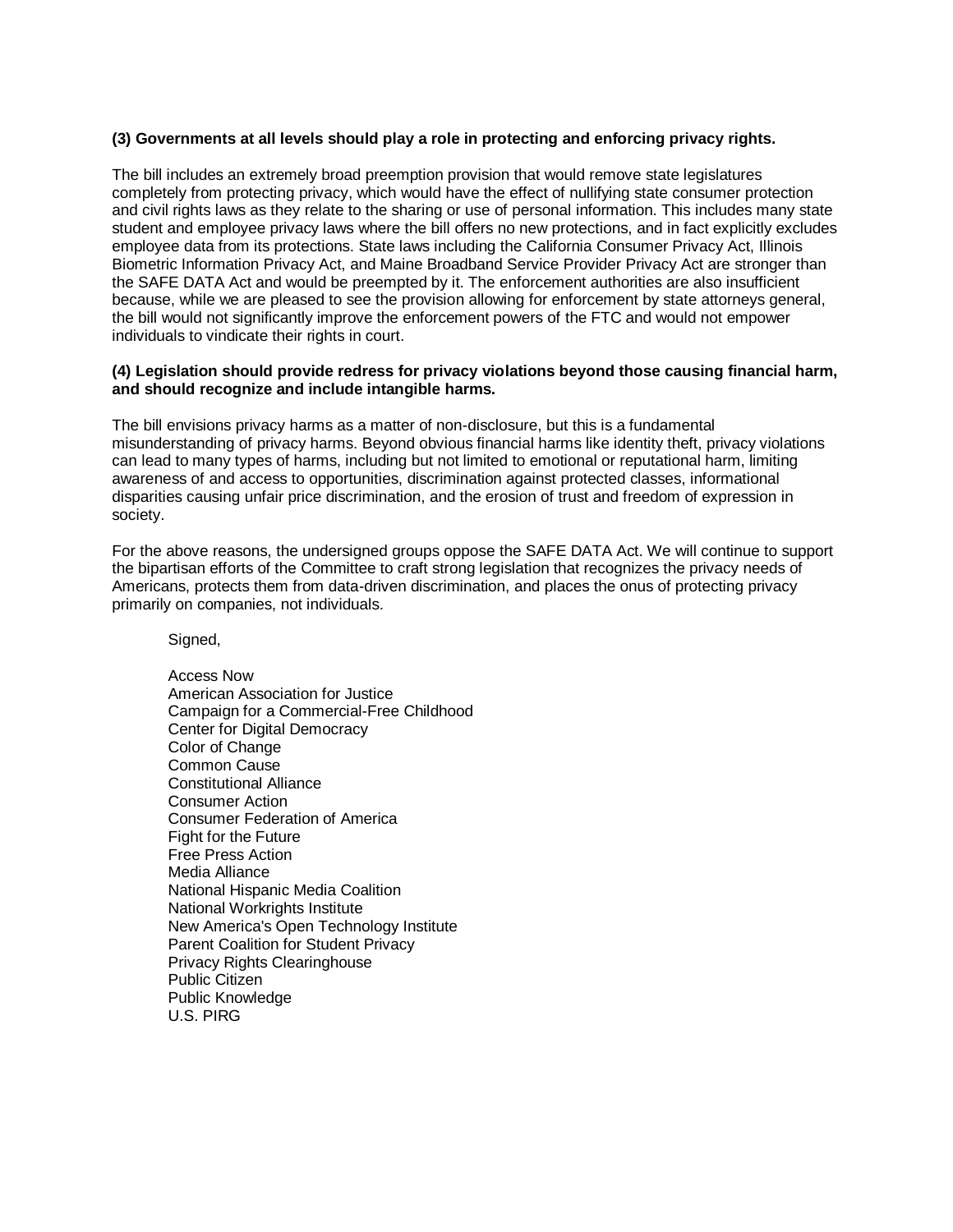**(3) Governments at all levels should play a role in protecting and enforcing privacy rights.**

The bill includes an extremely broad preemption provision that would remove state legislatures completely from protecting privacy, which would have the effect of nullifying state consumer protection and civil rights laws as they relate to the sharing or use of personal information. This includes many state student and employee privacy laws where the bill offers no new protections, and in fact explicitly excludes employee data from its protections. State laws including the California Consumer Privacy Act, Illinois Biometric Information Privacy Act, and Maine Broadband Service Provider Privacy Act are stronger than the SAFE DATA Act and would be preempted by it. The enforcement authorities are also insufficient because, while we are pleased to see the provision allowing for enforcement by state attorneys general, the bill would not significantly improve the enforcement powers of the FTC and would not empower individuals to vindicate their rights in court.

**(4) Legislation should provide redress for privacy violations beyond those causing financial harm, and should recognize and include intangible harms.**

The bill envisions privacy harms as a matter of non-disclosure, but this is a fundamental misunderstanding of privacy harms. Beyond obvious financial harms like identity theft, privacy violations can lead to many types of harms, including but not limited to emotional or reputational harm, limiting awareness of and access to opportunities, discrimination against protected classes, informational disparities causing unfair price discrimination, and the erosion of trust and freedom of expression in society.

For the above reasons, the undersigned groups oppose the SAFE DATA Act. We will continue to support the bipartisan efforts of the Committee to craft strong legislation that recognizes the privacy needs of Americans, protects them from data-driven discrimination, and places the onus of protecting privacy primarily on companies, not individuals.

Signed,

Access Now
American Association for Justice
Campaign for a Commercial-Free Childhood
Center for Digital Democracy
Color of Change
Common Cause
Constitutional Alliance
Consumer Action
Consumer Federation of America
Fight for the Future
Free Press Action
Media Alliance
National Hispanic Media Coalition
National Workrights Institute
New America's Open Technology Institute
Parent Coalition for Student Privacy
Privacy Rights Clearinghouse
Public Citizen
Public Knowledge
U.S. PIRG